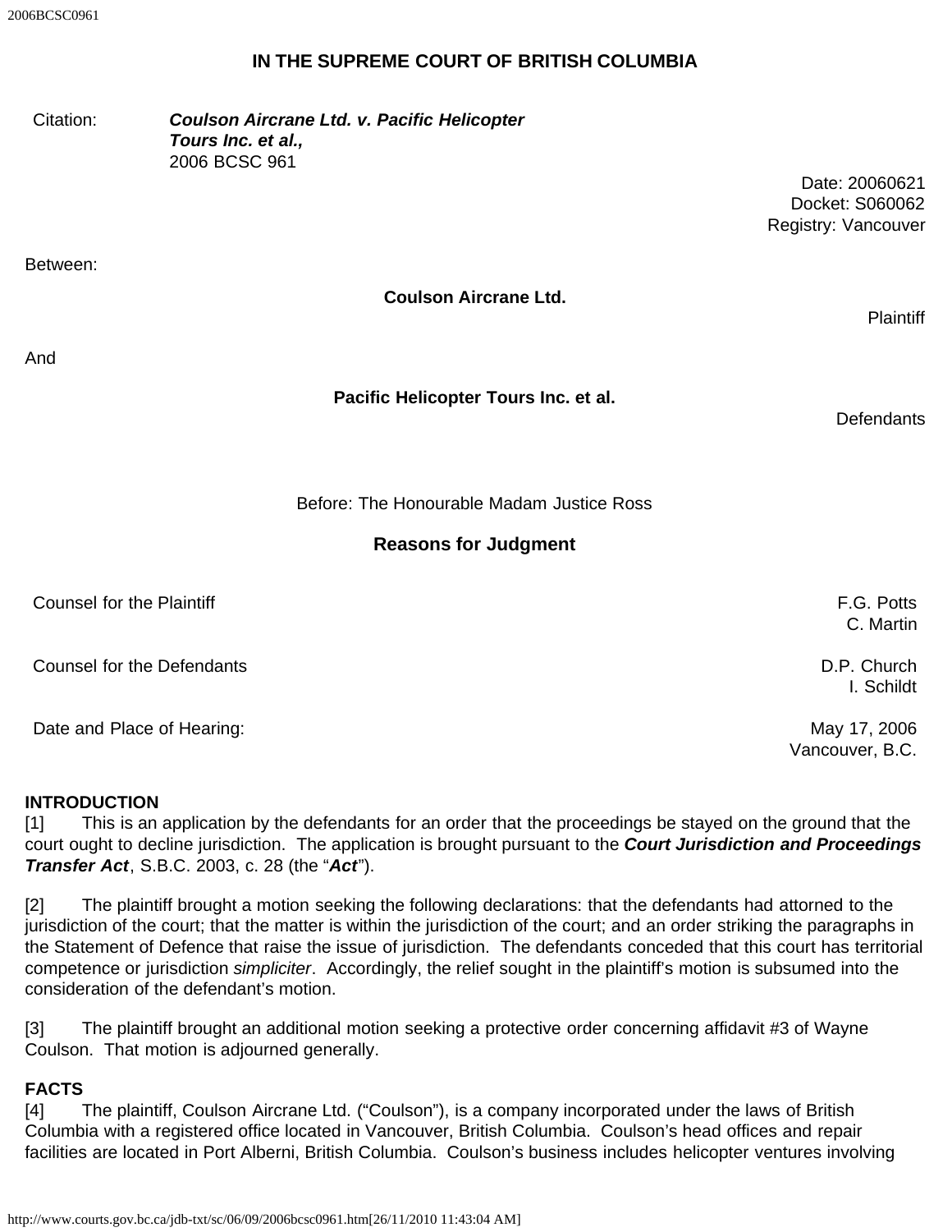# IN THE SUPREME COURT OF BRITISH COLUMBIA

| | |
|---|---|
| Citation: | ***Coulson Aircrane Ltd. v. Pacific Helicopter Tours Inc. et al.,*** 2006 BCSC 961 |

Date: 20060621
Docket: S060062
Registry: Vancouver

Between:

**Coulson Aircrane Ltd.**

Plaintiff

And

**Pacific Helicopter Tours Inc. et al.**

Defendants

Before: The Honourable Madam Justice Ross

## Reasons for Judgment

| | |
|---|---|
| Counsel for the Plaintiff | F.G. Potts<br>C. Martin |
| Counsel for the Defendants | D.P. Church<br>I. Schildt |
| Date and Place of Hearing: | May 17, 2006<br>Vancouver, B.C. |

### INTRODUCTION

[1] This is an application by the defendants for an order that the proceedings be stayed on the ground that the court ought to decline jurisdiction. The application is brought pursuant to the ***Court Jurisdiction and Proceedings Transfer Act***, S.B.C. 2003, c. 28 (the "***Act***").

[2] The plaintiff brought a motion seeking the following declarations: that the defendants had attorned to the jurisdiction of the court; that the matter is within the jurisdiction of the court; and an order striking the paragraphs in the Statement of Defence that raise the issue of jurisdiction. The defendants conceded that this court has territorial competence or jurisdiction *simpliciter*. Accordingly, the relief sought in the plaintiff's motion is subsumed into the consideration of the defendant's motion.

[3] The plaintiff brought an additional motion seeking a protective order concerning affidavit #3 of Wayne Coulson. That motion is adjourned generally.

### FACTS

[4] The plaintiff, Coulson Aircrane Ltd. ("Coulson"), is a company incorporated under the laws of British Columbia with a registered office located in Vancouver, British Columbia. Coulson's head offices and repair facilities are located in Port Alberni, British Columbia. Coulson's business includes helicopter ventures involving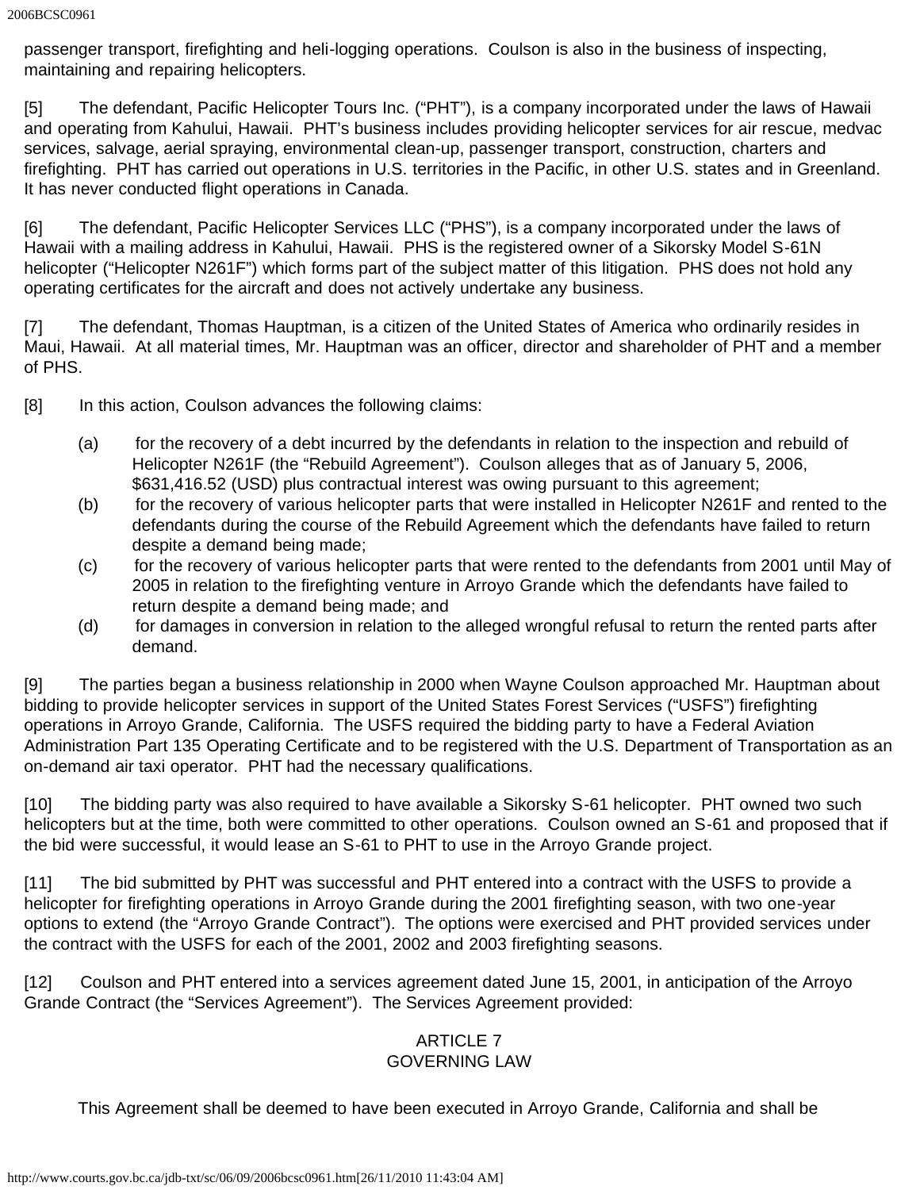passenger transport, firefighting and heli-logging operations. Coulson is also in the business of inspecting, maintaining and repairing helicopters.

[5] The defendant, Pacific Helicopter Tours Inc. ("PHT"), is a company incorporated under the laws of Hawaii and operating from Kahului, Hawaii. PHT's business includes providing helicopter services for air rescue, medvac services, salvage, aerial spraying, environmental clean-up, passenger transport, construction, charters and firefighting. PHT has carried out operations in U.S. territories in the Pacific, in other U.S. states and in Greenland. It has never conducted flight operations in Canada.

[6] The defendant, Pacific Helicopter Services LLC ("PHS"), is a company incorporated under the laws of Hawaii with a mailing address in Kahului, Hawaii. PHS is the registered owner of a Sikorsky Model S-61N helicopter ("Helicopter N261F") which forms part of the subject matter of this litigation. PHS does not hold any operating certificates for the aircraft and does not actively undertake any business.

[7] The defendant, Thomas Hauptman, is a citizen of the United States of America who ordinarily resides in Maui, Hawaii. At all material times, Mr. Hauptman was an officer, director and shareholder of PHT and a member of PHS.

[8] In this action, Coulson advances the following claims:

(a) for the recovery of a debt incurred by the defendants in relation to the inspection and rebuild of Helicopter N261F (the "Rebuild Agreement"). Coulson alleges that as of January 5, 2006, $631,416.52 (USD) plus contractual interest was owing pursuant to this agreement;

(b) for the recovery of various helicopter parts that were installed in Helicopter N261F and rented to the defendants during the course of the Rebuild Agreement which the defendants have failed to return despite a demand being made;

(c) for the recovery of various helicopter parts that were rented to the defendants from 2001 until May of 2005 in relation to the firefighting venture in Arroyo Grande which the defendants have failed to return despite a demand being made; and

(d) for damages in conversion in relation to the alleged wrongful refusal to return the rented parts after demand.

[9] The parties began a business relationship in 2000 when Wayne Coulson approached Mr. Hauptman about bidding to provide helicopter services in support of the United States Forest Services ("USFS") firefighting operations in Arroyo Grande, California. The USFS required the bidding party to have a Federal Aviation Administration Part 135 Operating Certificate and to be registered with the U.S. Department of Transportation as an on-demand air taxi operator. PHT had the necessary qualifications.

[10] The bidding party was also required to have available a Sikorsky S-61 helicopter. PHT owned two such helicopters but at the time, both were committed to other operations. Coulson owned an S-61 and proposed that if the bid were successful, it would lease an S-61 to PHT to use in the Arroyo Grande project.

[11] The bid submitted by PHT was successful and PHT entered into a contract with the USFS to provide a helicopter for firefighting operations in Arroyo Grande during the 2001 firefighting season, with two one-year options to extend (the "Arroyo Grande Contract"). The options were exercised and PHT provided services under the contract with the USFS for each of the 2001, 2002 and 2003 firefighting seasons.

[12] Coulson and PHT entered into a services agreement dated June 15, 2001, in anticipation of the Arroyo Grande Contract (the "Services Agreement"). The Services Agreement provided:

ARTICLE 7
GOVERNING LAW

This Agreement shall be deemed to have been executed in Arroyo Grande, California and shall be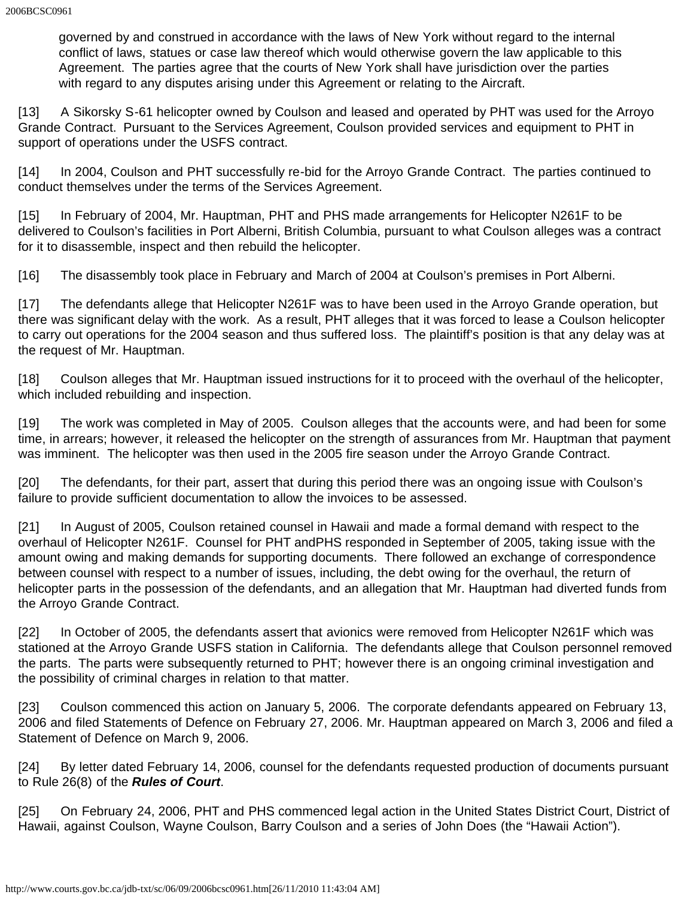governed by and construed in accordance with the laws of New York without regard to the internal conflict of laws, statues or case law thereof which would otherwise govern the law applicable to this Agreement. The parties agree that the courts of New York shall have jurisdiction over the parties with regard to any disputes arising under this Agreement or relating to the Aircraft.

[13] A Sikorsky S-61 helicopter owned by Coulson and leased and operated by PHT was used for the Arroyo Grande Contract. Pursuant to the Services Agreement, Coulson provided services and equipment to PHT in support of operations under the USFS contract.

[14] In 2004, Coulson and PHT successfully re-bid for the Arroyo Grande Contract. The parties continued to conduct themselves under the terms of the Services Agreement.

[15] In February of 2004, Mr. Hauptman, PHT and PHS made arrangements for Helicopter N261F to be delivered to Coulson's facilities in Port Alberni, British Columbia, pursuant to what Coulson alleges was a contract for it to disassemble, inspect and then rebuild the helicopter.

[16] The disassembly took place in February and March of 2004 at Coulson's premises in Port Alberni.

[17] The defendants allege that Helicopter N261F was to have been used in the Arroyo Grande operation, but there was significant delay with the work. As a result, PHT alleges that it was forced to lease a Coulson helicopter to carry out operations for the 2004 season and thus suffered loss. The plaintiff's position is that any delay was at the request of Mr. Hauptman.

[18] Coulson alleges that Mr. Hauptman issued instructions for it to proceed with the overhaul of the helicopter, which included rebuilding and inspection.

[19] The work was completed in May of 2005. Coulson alleges that the accounts were, and had been for some time, in arrears; however, it released the helicopter on the strength of assurances from Mr. Hauptman that payment was imminent. The helicopter was then used in the 2005 fire season under the Arroyo Grande Contract.

[20] The defendants, for their part, assert that during this period there was an ongoing issue with Coulson's failure to provide sufficient documentation to allow the invoices to be assessed.

[21] In August of 2005, Coulson retained counsel in Hawaii and made a formal demand with respect to the overhaul of Helicopter N261F. Counsel for PHT andPHS responded in September of 2005, taking issue with the amount owing and making demands for supporting documents. There followed an exchange of correspondence between counsel with respect to a number of issues, including, the debt owing for the overhaul, the return of helicopter parts in the possession of the defendants, and an allegation that Mr. Hauptman had diverted funds from the Arroyo Grande Contract.

[22] In October of 2005, the defendants assert that avionics were removed from Helicopter N261F which was stationed at the Arroyo Grande USFS station in California. The defendants allege that Coulson personnel removed the parts. The parts were subsequently returned to PHT; however there is an ongoing criminal investigation and the possibility of criminal charges in relation to that matter.

[23] Coulson commenced this action on January 5, 2006. The corporate defendants appeared on February 13, 2006 and filed Statements of Defence on February 27, 2006. Mr. Hauptman appeared on March 3, 2006 and filed a Statement of Defence on March 9, 2006.

[24] By letter dated February 14, 2006, counsel for the defendants requested production of documents pursuant to Rule 26(8) of the ***Rules of Court***.

[25] On February 24, 2006, PHT and PHS commenced legal action in the United States District Court, District of Hawaii, against Coulson, Wayne Coulson, Barry Coulson and a series of John Does (the "Hawaii Action").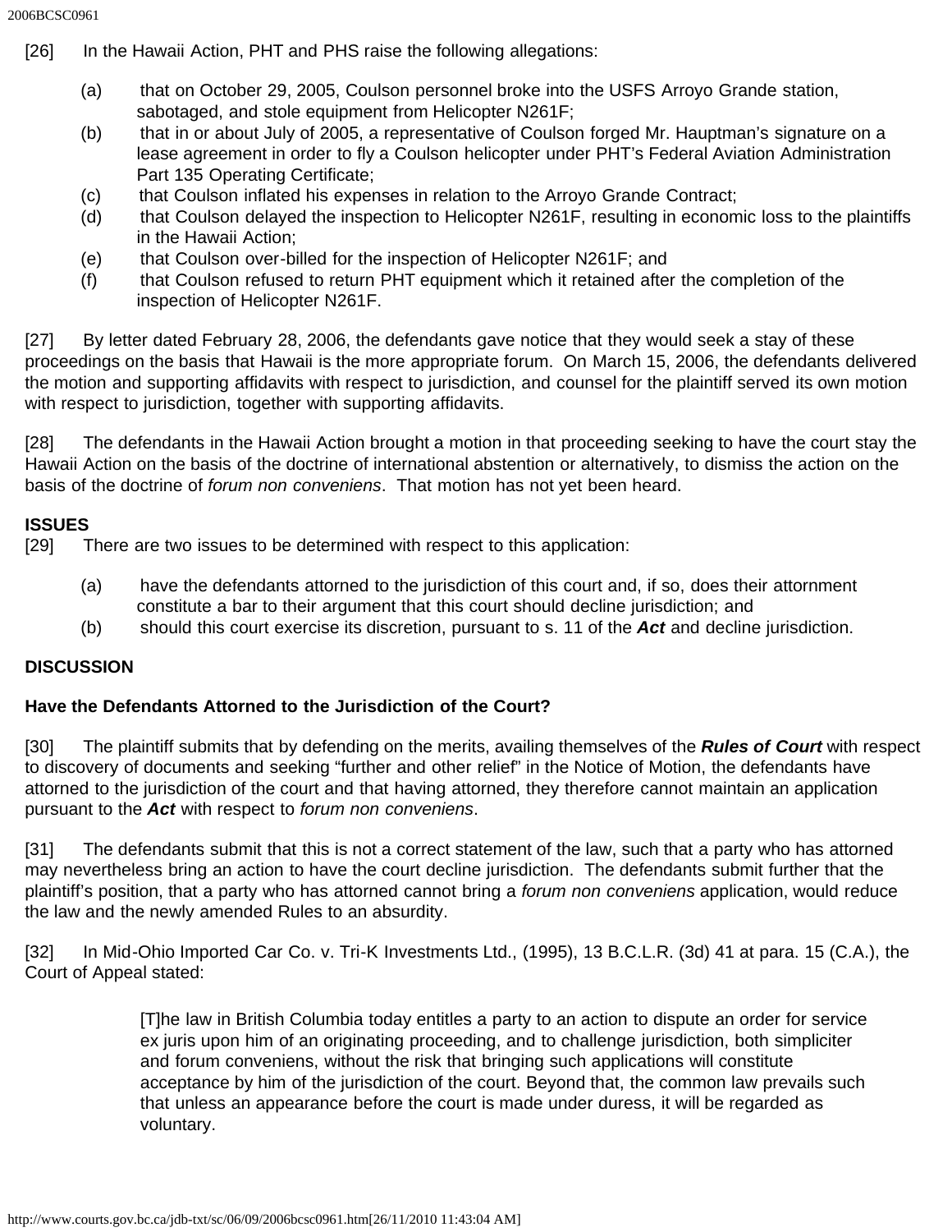[26] In the Hawaii Action, PHT and PHS raise the following allegations:

(a) that on October 29, 2005, Coulson personnel broke into the USFS Arroyo Grande station, sabotaged, and stole equipment from Helicopter N261F;

(b) that in or about July of 2005, a representative of Coulson forged Mr. Hauptman's signature on a lease agreement in order to fly a Coulson helicopter under PHT's Federal Aviation Administration Part 135 Operating Certificate;

(c) that Coulson inflated his expenses in relation to the Arroyo Grande Contract;

(d) that Coulson delayed the inspection to Helicopter N261F, resulting in economic loss to the plaintiffs in the Hawaii Action;

(e) that Coulson over-billed for the inspection of Helicopter N261F; and

(f) that Coulson refused to return PHT equipment which it retained after the completion of the inspection of Helicopter N261F.

[27] By letter dated February 28, 2006, the defendants gave notice that they would seek a stay of these proceedings on the basis that Hawaii is the more appropriate forum. On March 15, 2006, the defendants delivered the motion and supporting affidavits with respect to jurisdiction, and counsel for the plaintiff served its own motion with respect to jurisdiction, together with supporting affidavits.

[28] The defendants in the Hawaii Action brought a motion in that proceeding seeking to have the court stay the Hawaii Action on the basis of the doctrine of international abstention or alternatively, to dismiss the action on the basis of the doctrine of *forum non conveniens*. That motion has not yet been heard.

**ISSUES**

[29] There are two issues to be determined with respect to this application:

(a) have the defendants attorned to the jurisdiction of this court and, if so, does their attornment constitute a bar to their argument that this court should decline jurisdiction; and

(b) should this court exercise its discretion, pursuant to s. 11 of the ***Act*** and decline jurisdiction.

**DISCUSSION**

**Have the Defendants Attorned to the Jurisdiction of the Court?**

[30] The plaintiff submits that by defending on the merits, availing themselves of the ***Rules of Court*** with respect to discovery of documents and seeking "further and other relief" in the Notice of Motion, the defendants have attorned to the jurisdiction of the court and that having attorned, they therefore cannot maintain an application pursuant to the ***Act*** with respect to *forum non conveniens*.

[31] The defendants submit that this is not a correct statement of the law, such that a party who has attorned may nevertheless bring an action to have the court decline jurisdiction. The defendants submit further that the plaintiff's position, that a party who has attorned cannot bring a *forum non conveniens* application, would reduce the law and the newly amended Rules to an absurdity.

[32] In Mid-Ohio Imported Car Co. v. Tri-K Investments Ltd., (1995), 13 B.C.L.R. (3d) 41 at para. 15 (C.A.), the Court of Appeal stated:

> [T]he law in British Columbia today entitles a party to an action to dispute an order for service ex juris upon him of an originating proceeding, and to challenge jurisdiction, both simpliciter and forum conveniens, without the risk that bringing such applications will constitute acceptance by him of the jurisdiction of the court. Beyond that, the common law prevails such that unless an appearance before the court is made under duress, it will be regarded as voluntary.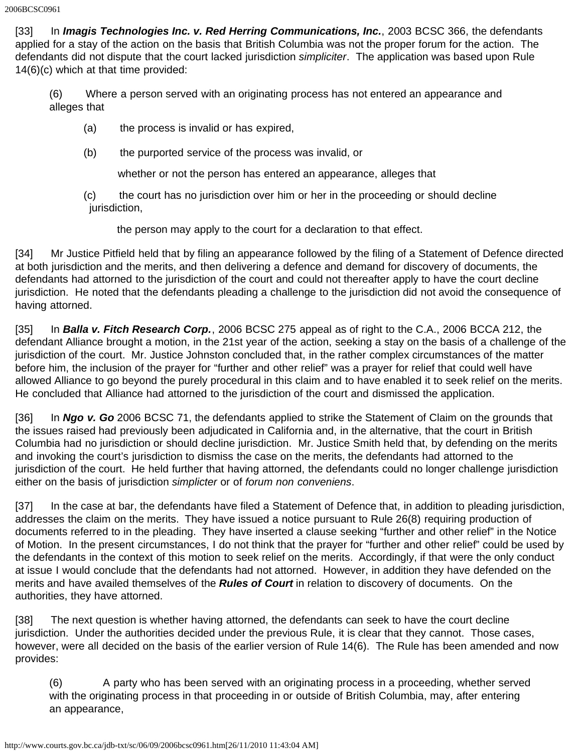[33]      In ***Imagis Technologies Inc. v. Red Herring Communications, Inc.***, 2003 BCSC 366, the defendants applied for a stay of the action on the basis that British Columbia was not the proper forum for the action.  The defendants did not dispute that the court lacked jurisdiction *simpliciter*.  The application was based upon Rule 14(6)(c) which at that time provided:

> (6)       Where a person served with an originating process has not entered an appearance and alleges that
>
> > (a)       the process is invalid or has expired,
> >
> > (b)       the purported service of the process was invalid, or
> >
> > whether or not the person has entered an appearance, alleges that
> >
> > (c)       the court has no jurisdiction over him or her in the proceeding or should decline jurisdiction,
> >
> > the person may apply to the court for a declaration to that effect.

[34]      Mr Justice Pitfield held that by filing an appearance followed by the filing of a Statement of Defence directed at both jurisdiction and the merits, and then delivering a defence and demand for discovery of documents, the defendants had attorned to the jurisdiction of the court and could not thereafter apply to have the court decline jurisdiction.  He noted that the defendants pleading a challenge to the jurisdiction did not avoid the consequence of having attorned.

[35]      In ***Balla v. Fitch Research Corp.***, 2006 BCSC 275 appeal as of right to the C.A., 2006 BCCA 212, the defendant Alliance brought a motion, in the 21st year of the action, seeking a stay on the basis of a challenge of the jurisdiction of the court.  Mr. Justice Johnston concluded that, in the rather complex circumstances of the matter before him, the inclusion of the prayer for "further and other relief" was a prayer for relief that could well have allowed Alliance to go beyond the purely procedural in this claim and to have enabled it to seek relief on the merits.  He concluded that Alliance had attorned to the jurisdiction of the court and dismissed the application.

[36]      In ***Ngo v. Go*** 2006 BCSC 71, the defendants applied to strike the Statement of Claim on the grounds that the issues raised had previously been adjudicated in California and, in the alternative, that the court in British Columbia had no jurisdiction or should decline jurisdiction.  Mr. Justice Smith held that, by defending on the merits and invoking the court's jurisdiction to dismiss the case on the merits, the defendants had attorned to the jurisdiction of the court.  He held further that having attorned, the defendants could no longer challenge jurisdiction either on the basis of jurisdiction *simplicter* or of *forum non conveniens*.

[37]      In the case at bar, the defendants have filed a Statement of Defence that, in addition to pleading jurisdiction, addresses the claim on the merits.  They have issued a notice pursuant to Rule 26(8) requiring production of documents referred to in the pleading.  They have inserted a clause seeking "further and other relief" in the Notice of Motion.  In the present circumstances, I do not think that the prayer for "further and other relief" could be used by the defendants in the context of this motion to seek relief on the merits.  Accordingly, if that were the only conduct at issue I would conclude that the defendants had not attorned.  However, in addition they have defended on the merits and have availed themselves of the ***Rules of Court*** in relation to discovery of documents.  On the authorities, they have attorned.

[38]      The next question is whether having attorned, the defendants can seek to have the court decline jurisdiction.  Under the authorities decided under the previous Rule, it is clear that they cannot.  Those cases, however, were all decided on the basis of the earlier version of Rule 14(6).  The Rule has been amended and now provides:

> (6)            A party who has been served with an originating process in a proceeding, whether served with the originating process in that proceeding in or outside of British Columbia, may, after entering an appearance,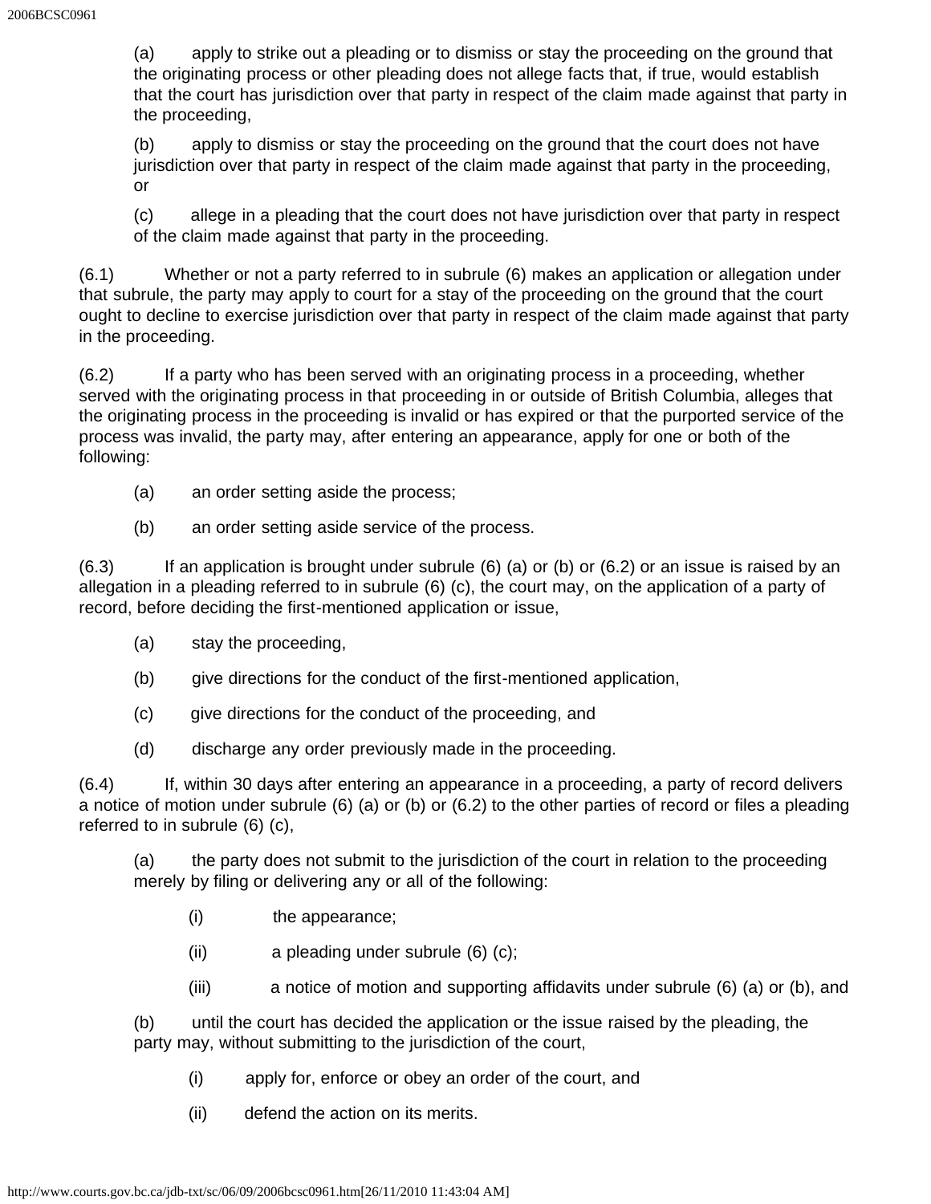(a) apply to strike out a pleading or to dismiss or stay the proceeding on the ground that the originating process or other pleading does not allege facts that, if true, would establish that the court has jurisdiction over that party in respect of the claim made against that party in the proceeding,

(b) apply to dismiss or stay the proceeding on the ground that the court does not have jurisdiction over that party in respect of the claim made against that party in the proceeding, or

(c) allege in a pleading that the court does not have jurisdiction over that party in respect of the claim made against that party in the proceeding.

(6.1) Whether or not a party referred to in subrule (6) makes an application or allegation under that subrule, the party may apply to court for a stay of the proceeding on the ground that the court ought to decline to exercise jurisdiction over that party in respect of the claim made against that party in the proceeding.

(6.2) If a party who has been served with an originating process in a proceeding, whether served with the originating process in that proceeding in or outside of British Columbia, alleges that the originating process in the proceeding is invalid or has expired or that the purported service of the process was invalid, the party may, after entering an appearance, apply for one or both of the following:

(a) an order setting aside the process;

(b) an order setting aside service of the process.

(6.3) If an application is brought under subrule (6) (a) or (b) or (6.2) or an issue is raised by an allegation in a pleading referred to in subrule (6) (c), the court may, on the application of a party of record, before deciding the first-mentioned application or issue,

(a) stay the proceeding,

(b) give directions for the conduct of the first-mentioned application,

(c) give directions for the conduct of the proceeding, and

(d) discharge any order previously made in the proceeding.

(6.4) If, within 30 days after entering an appearance in a proceeding, a party of record delivers a notice of motion under subrule (6) (a) or (b) or (6.2) to the other parties of record or files a pleading referred to in subrule (6) (c),

(a) the party does not submit to the jurisdiction of the court in relation to the proceeding merely by filing or delivering any or all of the following:

(i) the appearance;

(ii) a pleading under subrule (6) (c);

(iii) a notice of motion and supporting affidavits under subrule (6) (a) or (b), and

(b) until the court has decided the application or the issue raised by the pleading, the party may, without submitting to the jurisdiction of the court,

(i) apply for, enforce or obey an order of the court, and

(ii) defend the action on its merits.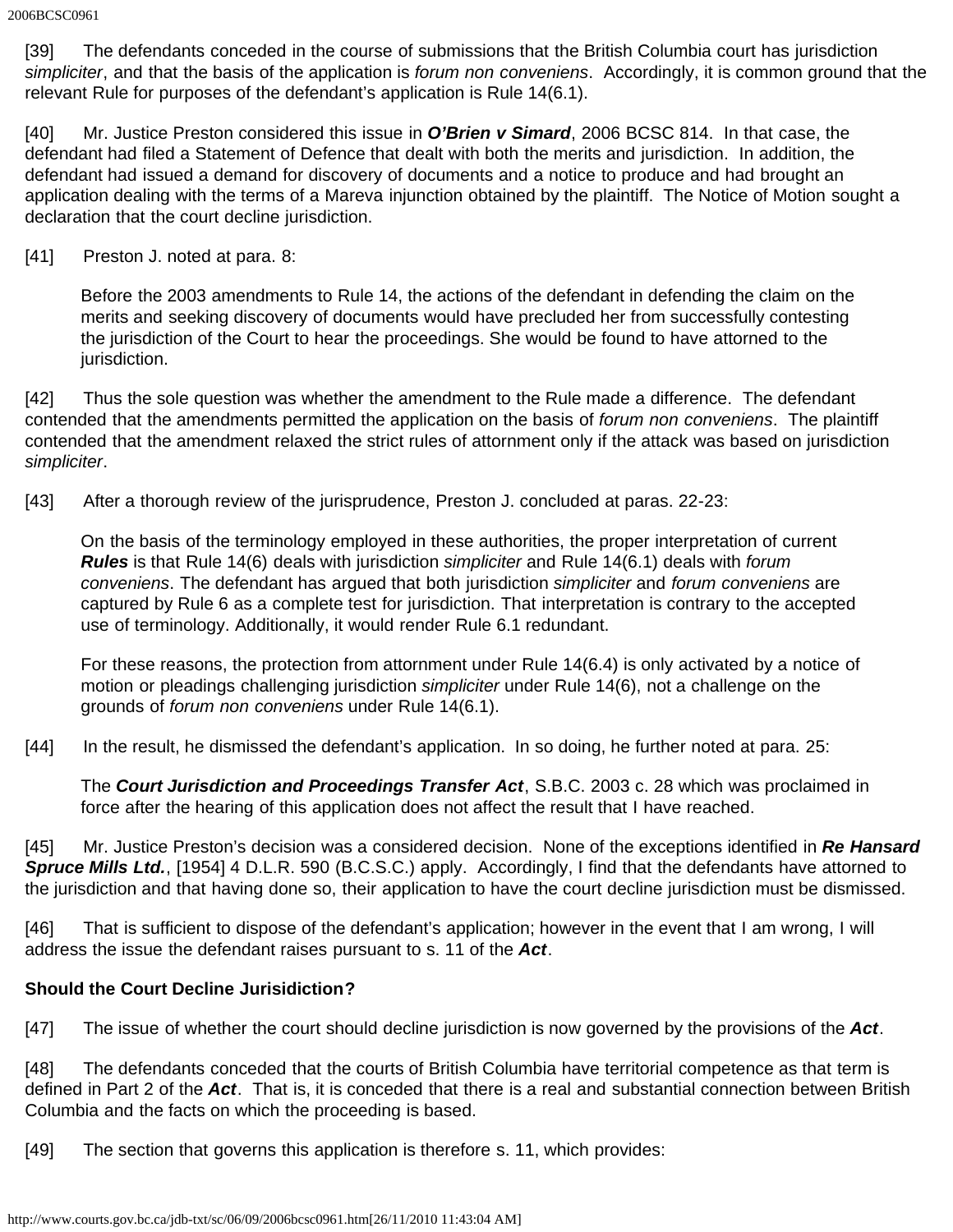[39] The defendants conceded in the course of submissions that the British Columbia court has jurisdiction *simpliciter*, and that the basis of the application is *forum non conveniens*. Accordingly, it is common ground that the relevant Rule for purposes of the defendant's application is Rule 14(6.1).

[40] Mr. Justice Preston considered this issue in ***O'Brien v Simard***, 2006 BCSC 814. In that case, the defendant had filed a Statement of Defence that dealt with both the merits and jurisdiction. In addition, the defendant had issued a demand for discovery of documents and a notice to produce and had brought an application dealing with the terms of a Mareva injunction obtained by the plaintiff. The Notice of Motion sought a declaration that the court decline jurisdiction.

[41] Preston J. noted at para. 8:

> Before the 2003 amendments to Rule 14, the actions of the defendant in defending the claim on the merits and seeking discovery of documents would have precluded her from successfully contesting the jurisdiction of the Court to hear the proceedings. She would be found to have attorned to the jurisdiction.

[42] Thus the sole question was whether the amendment to the Rule made a difference. The defendant contended that the amendments permitted the application on the basis of *forum non conveniens*. The plaintiff contended that the amendment relaxed the strict rules of attornment only if the attack was based on jurisdiction *simpliciter*.

[43] After a thorough review of the jurisprudence, Preston J. concluded at paras. 22-23:

> On the basis of the terminology employed in these authorities, the proper interpretation of current ***Rules*** is that Rule 14(6) deals with jurisdiction *simpliciter* and Rule 14(6.1) deals with *forum conveniens*. The defendant has argued that both jurisdiction *simpliciter* and *forum conveniens* are captured by Rule 6 as a complete test for jurisdiction. That interpretation is contrary to the accepted use of terminology. Additionally, it would render Rule 6.1 redundant.
>
> For these reasons, the protection from attornment under Rule 14(6.4) is only activated by a notice of motion or pleadings challenging jurisdiction *simpliciter* under Rule 14(6), not a challenge on the grounds of *forum non conveniens* under Rule 14(6.1).

[44] In the result, he dismissed the defendant's application. In so doing, he further noted at para. 25:

> The ***Court Jurisdiction and Proceedings Transfer Act***, S.B.C. 2003 c. 28 which was proclaimed in force after the hearing of this application does not affect the result that I have reached.

[45] Mr. Justice Preston's decision was a considered decision. None of the exceptions identified in ***Re Hansard Spruce Mills Ltd.***, [1954] 4 D.L.R. 590 (B.C.S.C.) apply. Accordingly, I find that the defendants have attorned to the jurisdiction and that having done so, their application to have the court decline jurisdiction must be dismissed.

[46] That is sufficient to dispose of the defendant's application; however in the event that I am wrong, I will address the issue the defendant raises pursuant to s. 11 of the ***Act***.

**Should the Court Decline Jurisidiction?**

[47] The issue of whether the court should decline jurisdiction is now governed by the provisions of the ***Act***.

[48] The defendants conceded that the courts of British Columbia have territorial competence as that term is defined in Part 2 of the ***Act***. That is, it is conceded that there is a real and substantial connection between British Columbia and the facts on which the proceeding is based.

[49] The section that governs this application is therefore s. 11, which provides: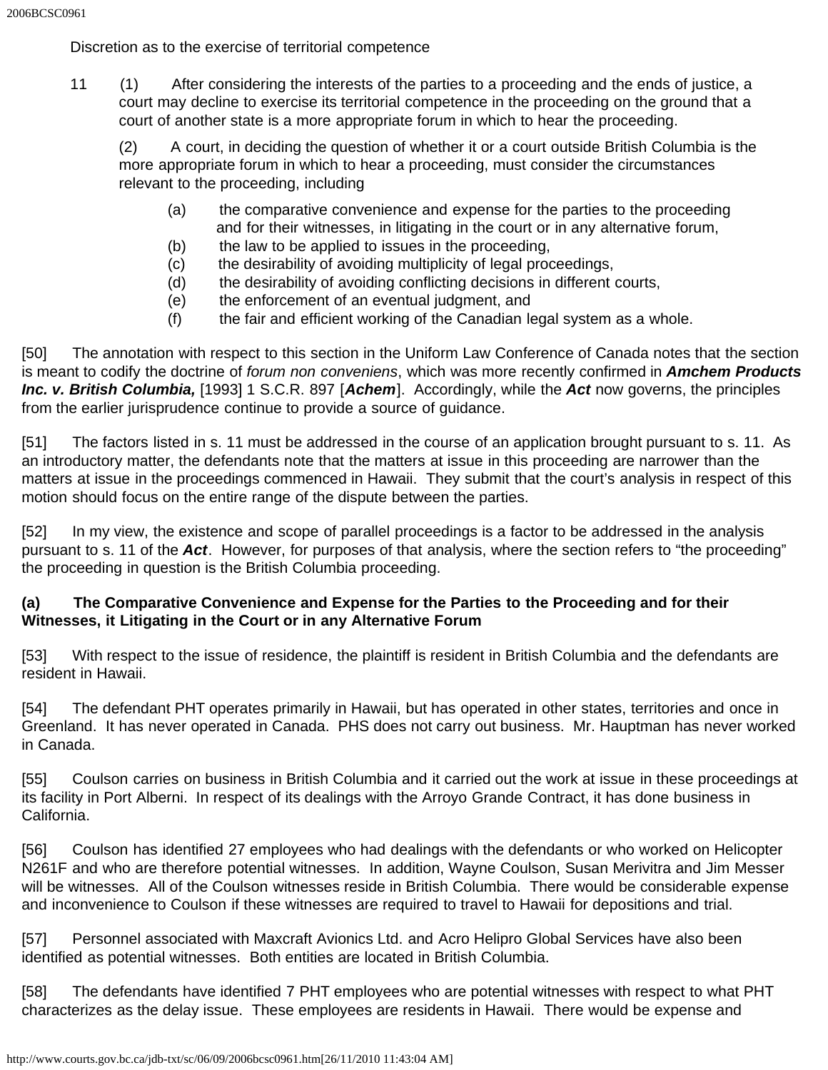Discretion as to the exercise of territorial competence

11 (1) After considering the interests of the parties to a proceeding and the ends of justice, a court may decline to exercise its territorial competence in the proceeding on the ground that a court of another state is a more appropriate forum in which to hear the proceeding.

(2) A court, in deciding the question of whether it or a court outside British Columbia is the more appropriate forum in which to hear a proceeding, must consider the circumstances relevant to the proceeding, including

(a) the comparative convenience and expense for the parties to the proceeding and for their witnesses, in litigating in the court or in any alternative forum,
(b) the law to be applied to issues in the proceeding,
(c) the desirability of avoiding multiplicity of legal proceedings,
(d) the desirability of avoiding conflicting decisions in different courts,
(e) the enforcement of an eventual judgment, and
(f) the fair and efficient working of the Canadian legal system as a whole.

[50] The annotation with respect to this section in the Uniform Law Conference of Canada notes that the section is meant to codify the doctrine of *forum non conveniens*, which was more recently confirmed in ***Amchem Products Inc. v. British Columbia,*** [1993] 1 S.C.R. 897 [***Achem***]. Accordingly, while the ***Act*** now governs, the principles from the earlier jurisprudence continue to provide a source of guidance.

[51] The factors listed in s. 11 must be addressed in the course of an application brought pursuant to s. 11. As an introductory matter, the defendants note that the matters at issue in this proceeding are narrower than the matters at issue in the proceedings commenced in Hawaii. They submit that the court's analysis in respect of this motion should focus on the entire range of the dispute between the parties.

[52] In my view, the existence and scope of parallel proceedings is a factor to be addressed in the analysis pursuant to s. 11 of the ***Act***. However, for purposes of that analysis, where the section refers to "the proceeding" the proceeding in question is the British Columbia proceeding.

**(a) The Comparative Convenience and Expense for the Parties to the Proceeding and for their Witnesses, it Litigating in the Court or in any Alternative Forum**

[53] With respect to the issue of residence, the plaintiff is resident in British Columbia and the defendants are resident in Hawaii.

[54] The defendant PHT operates primarily in Hawaii, but has operated in other states, territories and once in Greenland. It has never operated in Canada. PHS does not carry out business. Mr. Hauptman has never worked in Canada.

[55] Coulson carries on business in British Columbia and it carried out the work at issue in these proceedings at its facility in Port Alberni. In respect of its dealings with the Arroyo Grande Contract, it has done business in California.

[56] Coulson has identified 27 employees who had dealings with the defendants or who worked on Helicopter N261F and who are therefore potential witnesses. In addition, Wayne Coulson, Susan Merivitra and Jim Messer will be witnesses. All of the Coulson witnesses reside in British Columbia. There would be considerable expense and inconvenience to Coulson if these witnesses are required to travel to Hawaii for depositions and trial.

[57] Personnel associated with Maxcraft Avionics Ltd. and Acro Helipro Global Services have also been identified as potential witnesses. Both entities are located in British Columbia.

[58] The defendants have identified 7 PHT employees who are potential witnesses with respect to what PHT characterizes as the delay issue. These employees are residents in Hawaii. There would be expense and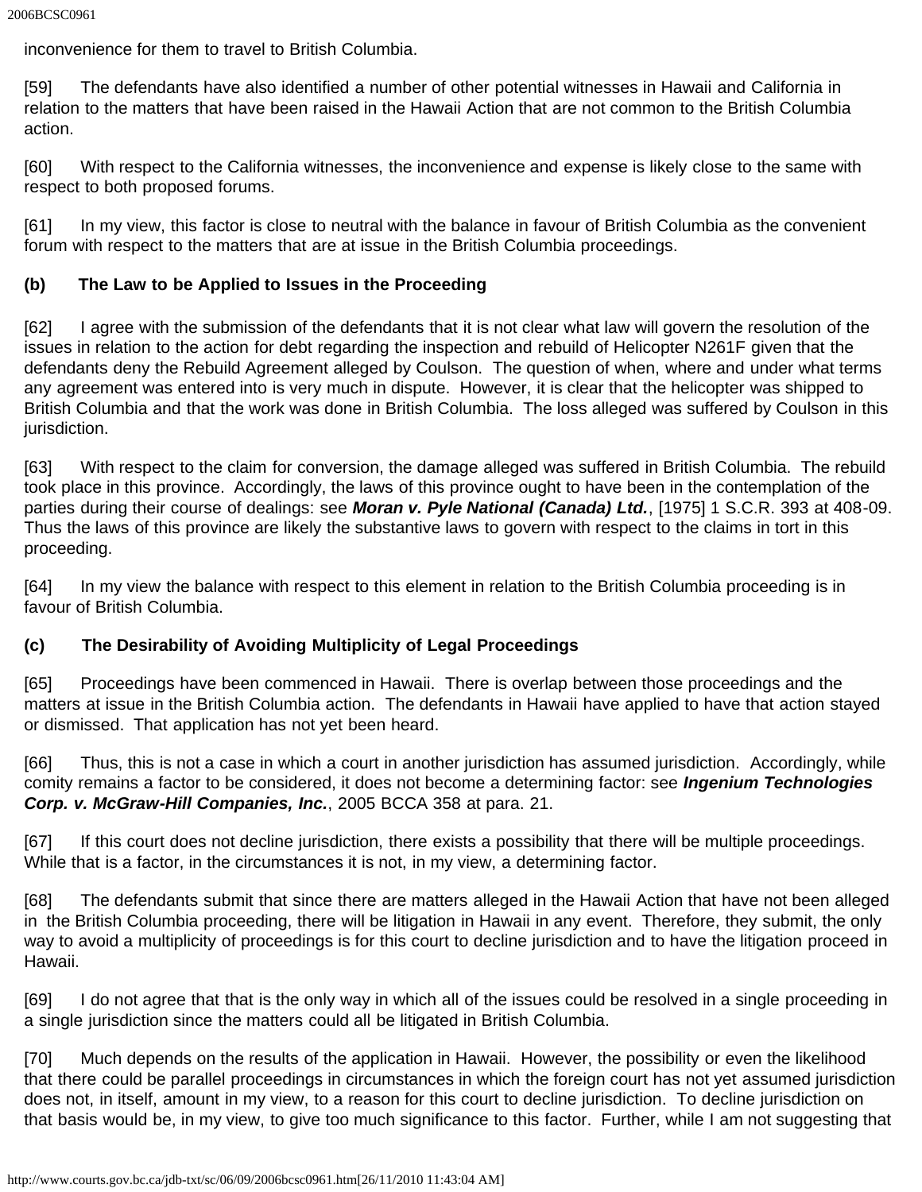inconvenience for them to travel to British Columbia.

[59] The defendants have also identified a number of other potential witnesses in Hawaii and California in relation to the matters that have been raised in the Hawaii Action that are not common to the British Columbia action.

[60] With respect to the California witnesses, the inconvenience and expense is likely close to the same with respect to both proposed forums.

[61] In my view, this factor is close to neutral with the balance in favour of British Columbia as the convenient forum with respect to the matters that are at issue in the British Columbia proceedings.

**(b) The Law to be Applied to Issues in the Proceeding**

[62] I agree with the submission of the defendants that it is not clear what law will govern the resolution of the issues in relation to the action for debt regarding the inspection and rebuild of Helicopter N261F given that the defendants deny the Rebuild Agreement alleged by Coulson. The question of when, where and under what terms any agreement was entered into is very much in dispute. However, it is clear that the helicopter was shipped to British Columbia and that the work was done in British Columbia. The loss alleged was suffered by Coulson in this jurisdiction.

[63] With respect to the claim for conversion, the damage alleged was suffered in British Columbia. The rebuild took place in this province. Accordingly, the laws of this province ought to have been in the contemplation of the parties during their course of dealings: see ***Moran v. Pyle National (Canada) Ltd.***, [1975] 1 S.C.R. 393 at 408-09. Thus the laws of this province are likely the substantive laws to govern with respect to the claims in tort in this proceeding.

[64] In my view the balance with respect to this element in relation to the British Columbia proceeding is in favour of British Columbia.

**(c) The Desirability of Avoiding Multiplicity of Legal Proceedings**

[65] Proceedings have been commenced in Hawaii. There is overlap between those proceedings and the matters at issue in the British Columbia action. The defendants in Hawaii have applied to have that action stayed or dismissed. That application has not yet been heard.

[66] Thus, this is not a case in which a court in another jurisdiction has assumed jurisdiction. Accordingly, while comity remains a factor to be considered, it does not become a determining factor: see ***Ingenium Technologies Corp. v. McGraw-Hill Companies, Inc.***, 2005 BCCA 358 at para. 21.

[67] If this court does not decline jurisdiction, there exists a possibility that there will be multiple proceedings. While that is a factor, in the circumstances it is not, in my view, a determining factor.

[68] The defendants submit that since there are matters alleged in the Hawaii Action that have not been alleged in the British Columbia proceeding, there will be litigation in Hawaii in any event. Therefore, they submit, the only way to avoid a multiplicity of proceedings is for this court to decline jurisdiction and to have the litigation proceed in Hawaii.

[69] I do not agree that that is the only way in which all of the issues could be resolved in a single proceeding in a single jurisdiction since the matters could all be litigated in British Columbia.

[70] Much depends on the results of the application in Hawaii. However, the possibility or even the likelihood that there could be parallel proceedings in circumstances in which the foreign court has not yet assumed jurisdiction does not, in itself, amount in my view, to a reason for this court to decline jurisdiction. To decline jurisdiction on that basis would be, in my view, to give too much significance to this factor. Further, while I am not suggesting that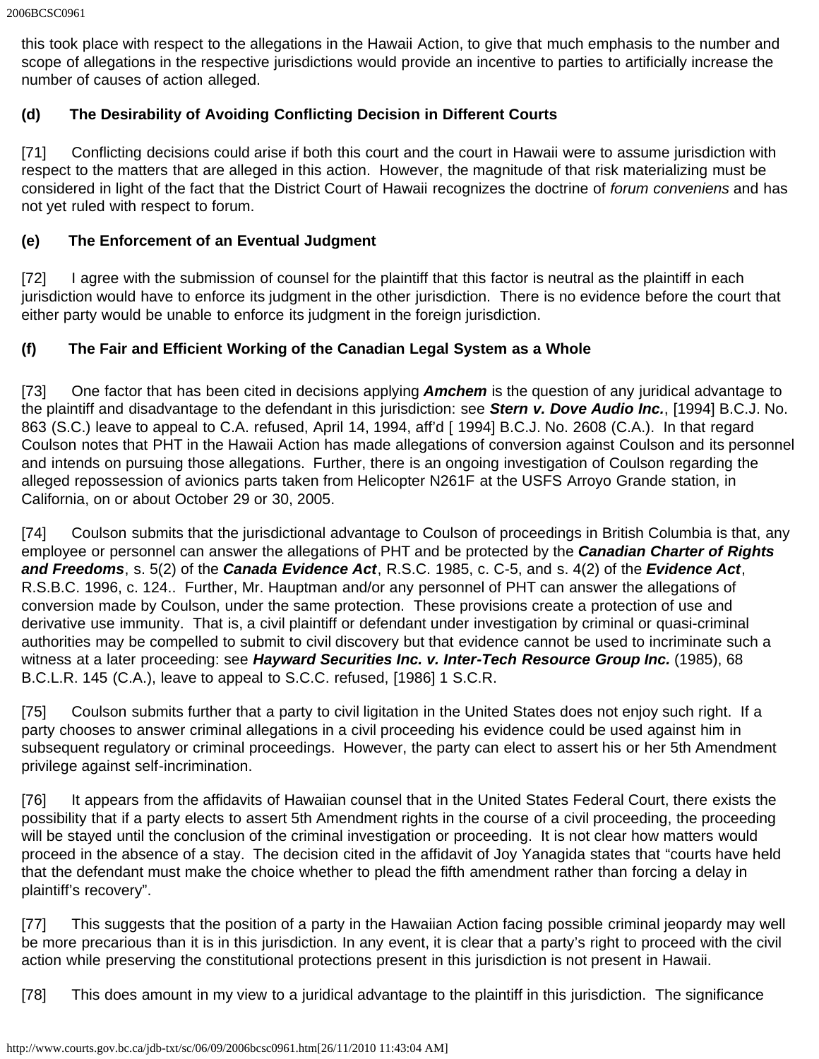this took place with respect to the allegations in the Hawaii Action, to give that much emphasis to the number and scope of allegations in the respective jurisdictions would provide an incentive to parties to artificially increase the number of causes of action alleged.

**(d) The Desirability of Avoiding Conflicting Decision in Different Courts**

[71] Conflicting decisions could arise if both this court and the court in Hawaii were to assume jurisdiction with respect to the matters that are alleged in this action. However, the magnitude of that risk materializing must be considered in light of the fact that the District Court of Hawaii recognizes the doctrine of *forum conveniens* and has not yet ruled with respect to forum.

**(e) The Enforcement of an Eventual Judgment**

[72] I agree with the submission of counsel for the plaintiff that this factor is neutral as the plaintiff in each jurisdiction would have to enforce its judgment in the other jurisdiction. There is no evidence before the court that either party would be unable to enforce its judgment in the foreign jurisdiction.

**(f) The Fair and Efficient Working of the Canadian Legal System as a Whole**

[73] One factor that has been cited in decisions applying ***Amchem*** is the question of any juridical advantage to the plaintiff and disadvantage to the defendant in this jurisdiction: see ***Stern v. Dove Audio Inc.***, [1994] B.C.J. No. 863 (S.C.) leave to appeal to C.A. refused, April 14, 1994, aff'd [ 1994] B.C.J. No. 2608 (C.A.). In that regard Coulson notes that PHT in the Hawaii Action has made allegations of conversion against Coulson and its personnel and intends on pursuing those allegations. Further, there is an ongoing investigation of Coulson regarding the alleged repossession of avionics parts taken from Helicopter N261F at the USFS Arroyo Grande station, in California, on or about October 29 or 30, 2005.

[74] Coulson submits that the jurisdictional advantage to Coulson of proceedings in British Columbia is that, any employee or personnel can answer the allegations of PHT and be protected by the ***Canadian Charter of Rights and Freedoms***, s. 5(2) of the ***Canada Evidence Act***, R.S.C. 1985, c. C-5, and s. 4(2) of the ***Evidence Act***, R.S.B.C. 1996, c. 124.. Further, Mr. Hauptman and/or any personnel of PHT can answer the allegations of conversion made by Coulson, under the same protection. These provisions create a protection of use and derivative use immunity. That is, a civil plaintiff or defendant under investigation by criminal or quasi-criminal authorities may be compelled to submit to civil discovery but that evidence cannot be used to incriminate such a witness at a later proceeding: see ***Hayward Securities Inc. v. Inter-Tech Resource Group Inc.*** (1985), 68 B.C.L.R. 145 (C.A.), leave to appeal to S.C.C. refused, [1986] 1 S.C.R.

[75] Coulson submits further that a party to civil litigation in the United States does not enjoy such right. If a party chooses to answer criminal allegations in a civil proceeding his evidence could be used against him in subsequent regulatory or criminal proceedings. However, the party can elect to assert his or her 5th Amendment privilege against self-incrimination.

[76] It appears from the affidavits of Hawaiian counsel that in the United States Federal Court, there exists the possibility that if a party elects to assert 5th Amendment rights in the course of a civil proceeding, the proceeding will be stayed until the conclusion of the criminal investigation or proceeding. It is not clear how matters would proceed in the absence of a stay. The decision cited in the affidavit of Joy Yanagida states that "courts have held that the defendant must make the choice whether to plead the fifth amendment rather than forcing a delay in plaintiff's recovery".

[77] This suggests that the position of a party in the Hawaiian Action facing possible criminal jeopardy may well be more precarious than it is in this jurisdiction. In any event, it is clear that a party's right to proceed with the civil action while preserving the constitutional protections present in this jurisdiction is not present in Hawaii.

[78] This does amount in my view to a juridical advantage to the plaintiff in this jurisdiction. The significance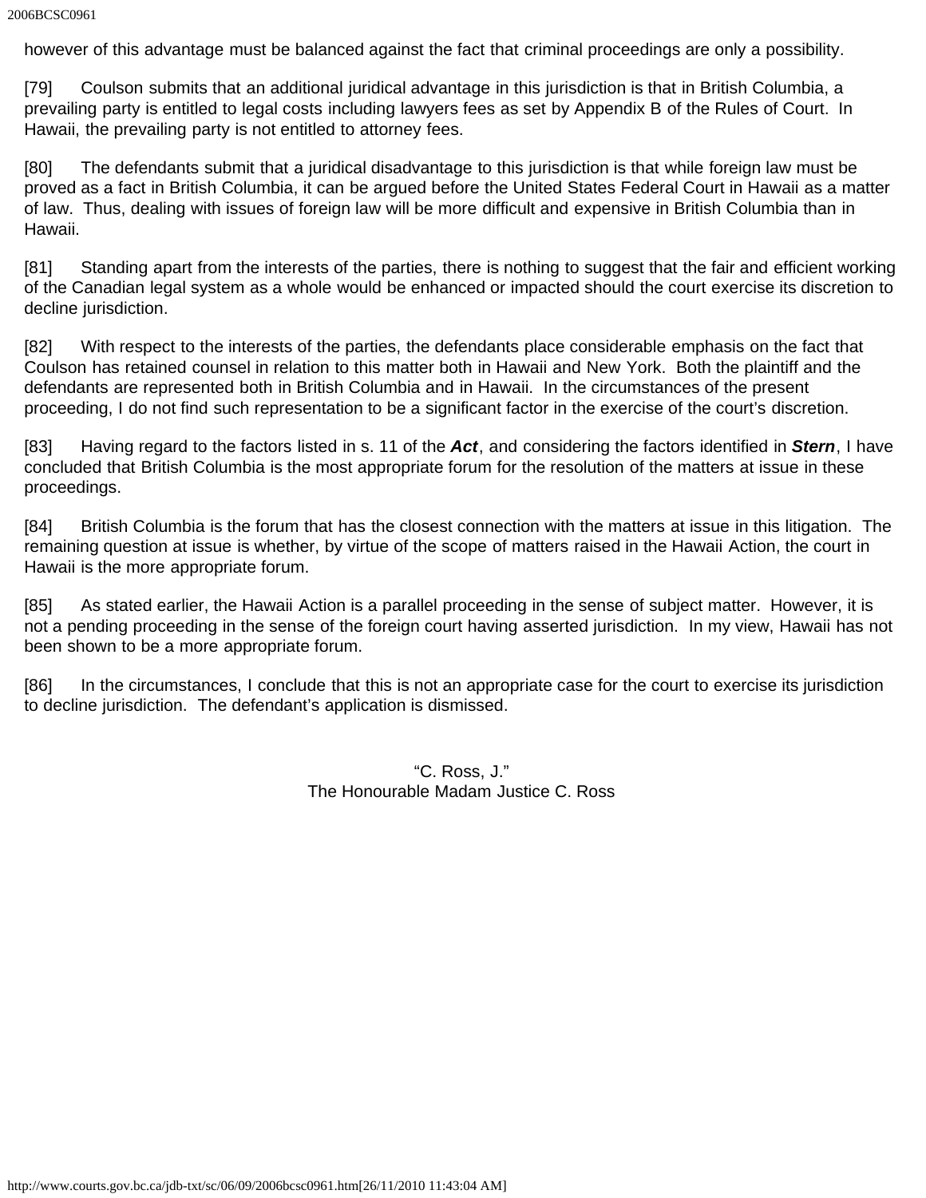however of this advantage must be balanced against the fact that criminal proceedings are only a possibility.

[79] Coulson submits that an additional juridical advantage in this jurisdiction is that in British Columbia, a prevailing party is entitled to legal costs including lawyers fees as set by Appendix B of the Rules of Court. In Hawaii, the prevailing party is not entitled to attorney fees.

[80] The defendants submit that a juridical disadvantage to this jurisdiction is that while foreign law must be proved as a fact in British Columbia, it can be argued before the United States Federal Court in Hawaii as a matter of law. Thus, dealing with issues of foreign law will be more difficult and expensive in British Columbia than in Hawaii.

[81] Standing apart from the interests of the parties, there is nothing to suggest that the fair and efficient working of the Canadian legal system as a whole would be enhanced or impacted should the court exercise its discretion to decline jurisdiction.

[82] With respect to the interests of the parties, the defendants place considerable emphasis on the fact that Coulson has retained counsel in relation to this matter both in Hawaii and New York. Both the plaintiff and the defendants are represented both in British Columbia and in Hawaii. In the circumstances of the present proceeding, I do not find such representation to be a significant factor in the exercise of the court's discretion.

[83] Having regard to the factors listed in s. 11 of the ***Act***, and considering the factors identified in ***Stern***, I have concluded that British Columbia is the most appropriate forum for the resolution of the matters at issue in these proceedings.

[84] British Columbia is the forum that has the closest connection with the matters at issue in this litigation. The remaining question at issue is whether, by virtue of the scope of matters raised in the Hawaii Action, the court in Hawaii is the more appropriate forum.

[85] As stated earlier, the Hawaii Action is a parallel proceeding in the sense of subject matter. However, it is not a pending proceeding in the sense of the foreign court having asserted jurisdiction. In my view, Hawaii has not been shown to be a more appropriate forum.

[86] In the circumstances, I conclude that this is not an appropriate case for the court to exercise its jurisdiction to decline jurisdiction. The defendant's application is dismissed.

"C. Ross, J."
The Honourable Madam Justice C. Ross